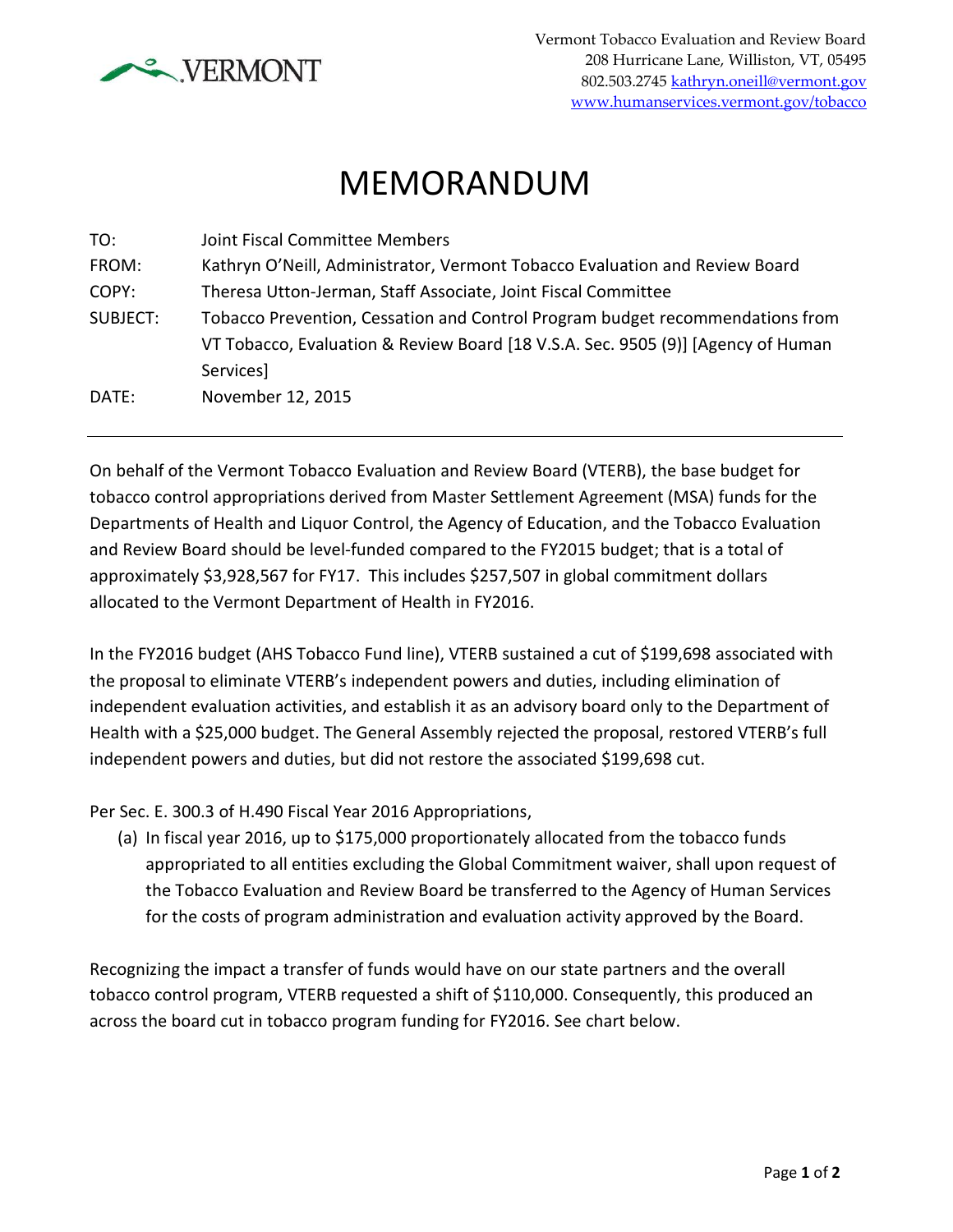VERMONT

Vermont Tobacco Evaluation and Review Board
208 Hurricane Lane, Williston, VT, 05495
802.503.2745 kathryn.oneill@vermont.gov
www.humanservices.vermont.gov/tobacco

# MEMORANDUM

| | |
|---|---|
| TO: | Joint Fiscal Committee Members |
| FROM: | Kathryn O'Neill, Administrator, Vermont Tobacco Evaluation and Review Board |
| COPY: | Theresa Utton-Jerman, Staff Associate, Joint Fiscal Committee |
| SUBJECT: | Tobacco Prevention, Cessation and Control Program budget recommendations from VT Tobacco, Evaluation & Review Board [18 V.S.A. Sec. 9505 (9)] [Agency of Human Services] |
| DATE: | November 12, 2015 |

---

On behalf of the Vermont Tobacco Evaluation and Review Board (VTERB), the base budget for tobacco control appropriations derived from Master Settlement Agreement (MSA) funds for the Departments of Health and Liquor Control, the Agency of Education, and the Tobacco Evaluation and Review Board should be level-funded compared to the FY2015 budget; that is a total of approximately $3,928,567 for FY17. This includes $257,507 in global commitment dollars allocated to the Vermont Department of Health in FY2016.

In the FY2016 budget (AHS Tobacco Fund line), VTERB sustained a cut of $199,698 associated with the proposal to eliminate VTERB's independent powers and duties, including elimination of independent evaluation activities, and establish it as an advisory board only to the Department of Health with a $25,000 budget. The General Assembly rejected the proposal, restored VTERB's full independent powers and duties, but did not restore the associated $199,698 cut.

Per Sec. E. 300.3 of H.490 Fiscal Year 2016 Appropriations,

(a) In fiscal year 2016, up to $175,000 proportionately allocated from the tobacco funds appropriated to all entities excluding the Global Commitment waiver, shall upon request of the Tobacco Evaluation and Review Board be transferred to the Agency of Human Services for the costs of program administration and evaluation activity approved by the Board.

Recognizing the impact a transfer of funds would have on our state partners and the overall tobacco control program, VTERB requested a shift of $110,000. Consequently, this produced an across the board cut in tobacco program funding for FY2016. See chart below.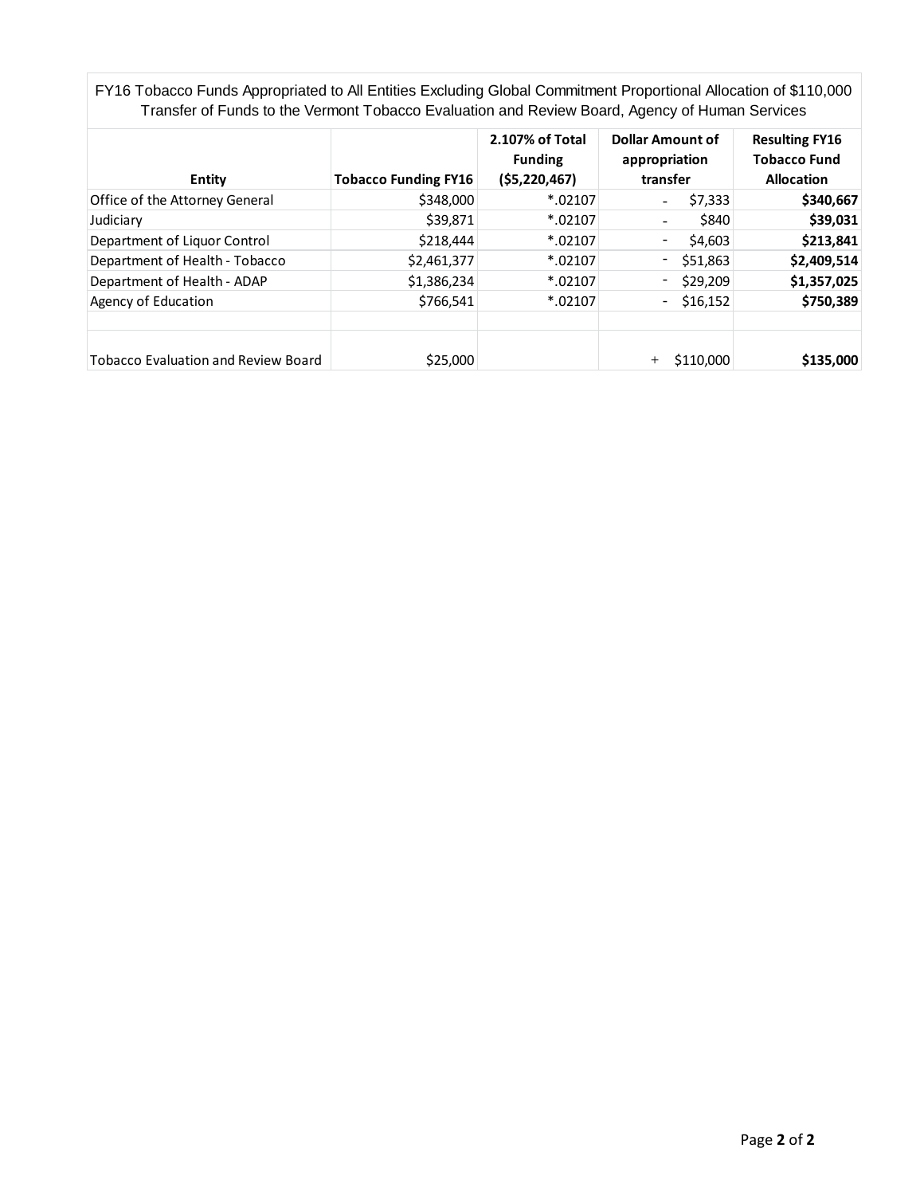FY16 Tobacco Funds Appropriated to All Entities Excluding Global Commitment Proportional Allocation of $110,000 Transfer of Funds to the Vermont Tobacco Evaluation and Review Board, Agency of Human Services

| Entity | Tobacco Funding FY16 | 2.107% of Total Funding ($5,220,467) | Dollar Amount of appropriation transfer | Resulting FY16 Tobacco Fund Allocation |
|---|---|---|---|---|
| Office of the Attorney General | $348,000 | *.02107 | - $7,333 | **$340,667** |
| Judiciary | $39,871 | *.02107 | - $840 | **$39,031** |
| Department of Liquor Control | $218,444 | *.02107 | - $4,603 | **$213,841** |
| Department of Health - Tobacco | $2,461,377 | *.02107 | - $51,863 | **$2,409,514** |
| Department of Health - ADAP | $1,386,234 | *.02107 | - $29,209 | **$1,357,025** |
| Agency of Education | $766,541 | *.02107 | - $16,152 | **$750,389** |
| | | | | |
| Tobacco Evaluation and Review Board | $25,000 | | + $110,000 | **$135,000** |